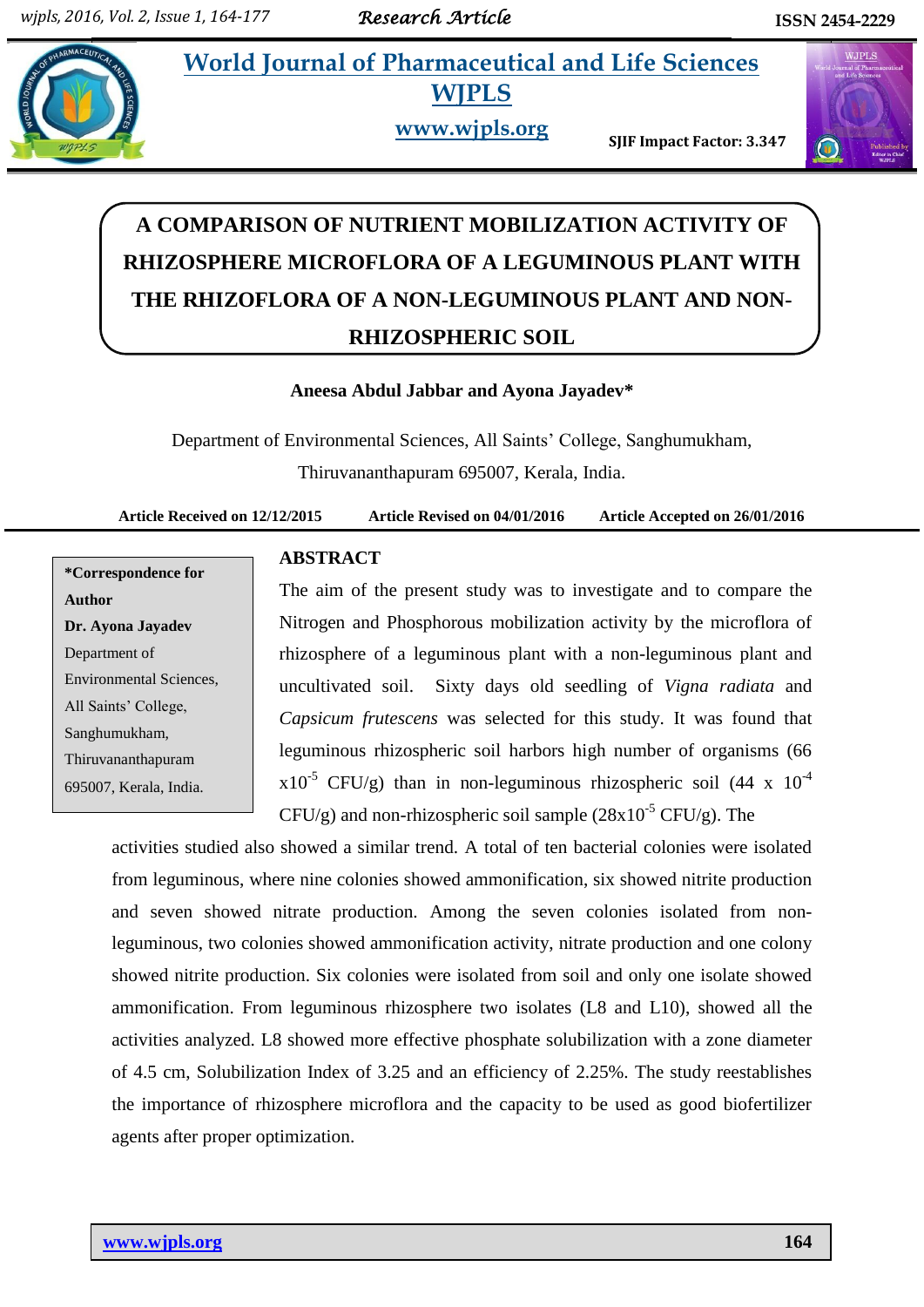# A COMPARISON OF NUTRIENT MOBILIZATION ACTIVITY OF RHIZOSPHERE MICROFLORA OF A LEGUMINOUS PLANT WITH THE RHIZOFLORA OF A NON-LEGUMINOUS PLANT AND NON-RHIZOSPHERIC SOIL

**Aneesa Abdul Jabbar and Ayona Jayadev***

Department of Environmental Sciences, All Saints' College, Sanghumukham, Thiruvananthapuram 695007, Kerala, India.

**Article Received on 12/12/2015 Article Revised on 04/01/2016 Article Accepted on 26/01/2016**

**\*Correspondence for Author**
**Dr. Ayona Jayadev**
Department of Environmental Sciences, All Saints' College, Sanghumukham, Thiruvananthapuram 695007, Kerala, India.

## ABSTRACT

The aim of the present study was to investigate and to compare the Nitrogen and Phosphorous mobilization activity by the microflora of rhizosphere of a leguminous plant with a non-leguminous plant and uncultivated soil. Sixty days old seedling of *Vigna radiata* and *Capsicum frutescens* was selected for this study. It was found that leguminous rhizospheric soil harbors high number of organisms (66 $x10^{-5}$ CFU/g) than in non-leguminous rhizospheric soil (44 x $10^{-4}$ CFU/g) and non-rhizospheric soil sample ($28x10^{-5}$ CFU/g). The activities studied also showed a similar trend. A total of ten bacterial colonies were isolated from leguminous, where nine colonies showed ammonification, six showed nitrite production and seven showed nitrate production. Among the seven colonies isolated from non-leguminous, two colonies showed ammonification activity, nitrate production and one colony showed nitrite production. Six colonies were isolated from soil and only one isolate showed ammonification. From leguminous rhizosphere two isolates (L8 and L10), showed all the activities analyzed. L8 showed more effective phosphate solubilization with a zone diameter of 4.5 cm, Solubilization Index of 3.25 and an efficiency of 2.25%. The study reestablishes the importance of rhizosphere microflora and the capacity to be used as good biofertilizer agents after proper optimization.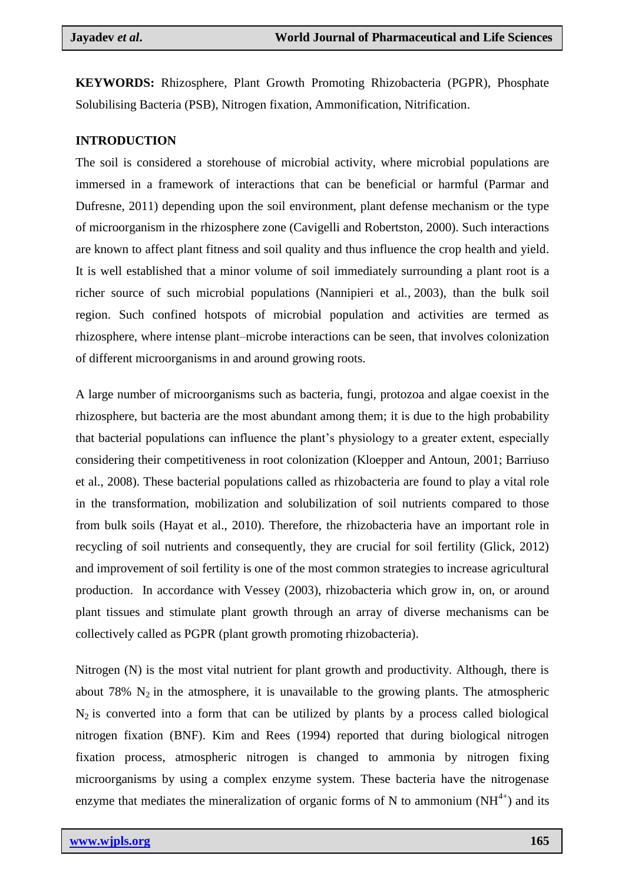**KEYWORDS:** Rhizosphere, Plant Growth Promoting Rhizobacteria (PGPR), Phosphate Solubilising Bacteria (PSB), Nitrogen fixation, Ammonification, Nitrification.

## INTRODUCTION

The soil is considered a storehouse of microbial activity, where microbial populations are immersed in a framework of interactions that can be beneficial or harmful (Parmar and Dufresne, 2011) depending upon the soil environment, plant defense mechanism or the type of microorganism in the rhizosphere zone (Cavigelli and Robertston, 2000). Such interactions are known to affect plant fitness and soil quality and thus influence the crop health and yield. It is well established that a minor volume of soil immediately surrounding a plant root is a richer source of such microbial populations (Nannipieri et al*.*, 2003), than the bulk soil region. Such confined hotspots of microbial population and activities are termed as rhizosphere, where intense plant–microbe interactions can be seen, that involves colonization of different microorganisms in and around growing roots.

A large number of microorganisms such as bacteria, fungi, protozoa and algae coexist in the rhizosphere, but bacteria are the most abundant among them; it is due to the high probability that bacterial populations can influence the plant's physiology to a greater extent, especially considering their competitiveness in root colonization (Kloepper and Antoun, 2001; Barriuso et al., 2008). These bacterial populations called as rhizobacteria are found to play a vital role in the transformation, mobilization and solubilization of soil nutrients compared to those from bulk soils (Hayat et al., 2010). Therefore, the rhizobacteria have an important role in recycling of soil nutrients and consequently, they are crucial for soil fertility (Glick, 2012) and improvement of soil fertility is one of the most common strategies to increase agricultural production. In accordance with Vessey (2003), rhizobacteria which grow in, on, or around plant tissues and stimulate plant growth through an array of diverse mechanisms can be collectively called as PGPR (plant growth promoting rhizobacteria).

Nitrogen (N) is the most vital nutrient for plant growth and productivity. Although, there is about 78% $N_2$ in the atmosphere, it is unavailable to the growing plants. The atmospheric $N_2$ is converted into a form that can be utilized by plants by a process called biological nitrogen fixation (BNF). Kim and Rees (1994) reported that during biological nitrogen fixation process, atmospheric nitrogen is changed to ammonia by nitrogen fixing microorganisms by using a complex enzyme system. These bacteria have the nitrogenase enzyme that mediates the mineralization of organic forms of N to ammonium ($NH^{4+}$) and its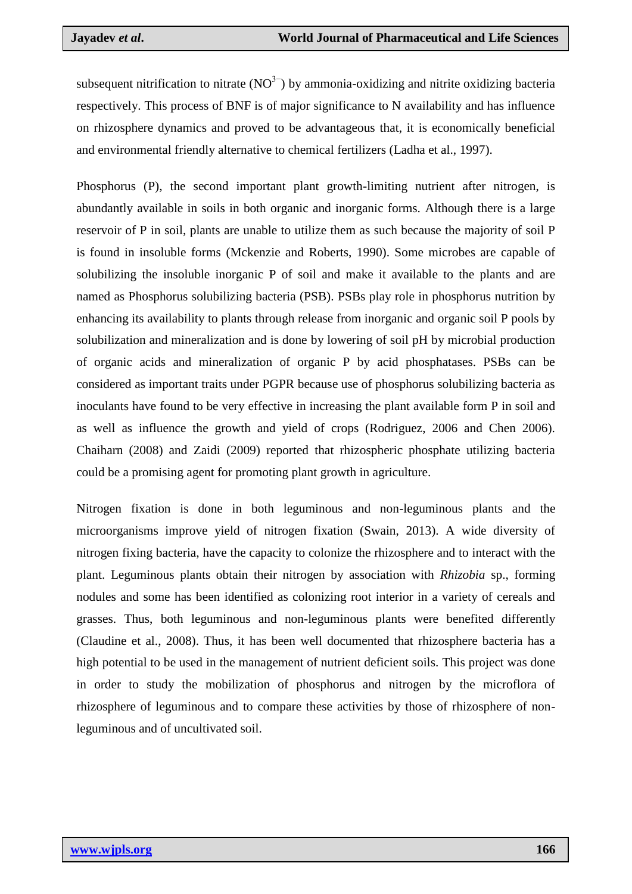subsequent nitrification to nitrate ($NO^{3-}$) by ammonia-oxidizing and nitrite oxidizing bacteria respectively. This process of BNF is of major significance to N availability and has influence on rhizosphere dynamics and proved to be advantageous that, it is economically beneficial and environmental friendly alternative to chemical fertilizers (Ladha et al., 1997).

Phosphorus (P), the second important plant growth-limiting nutrient after nitrogen, is abundantly available in soils in both organic and inorganic forms. Although there is a large reservoir of P in soil, plants are unable to utilize them as such because the majority of soil P is found in insoluble forms (Mckenzie and Roberts, 1990). Some microbes are capable of solubilizing the insoluble inorganic P of soil and make it available to the plants and are named as Phosphorus solubilizing bacteria (PSB). PSBs play role in phosphorus nutrition by enhancing its availability to plants through release from inorganic and organic soil P pools by solubilization and mineralization and is done by lowering of soil pH by microbial production of organic acids and mineralization of organic P by acid phosphatases. PSBs can be considered as important traits under PGPR because use of phosphorus solubilizing bacteria as inoculants have found to be very effective in increasing the plant available form P in soil and as well as influence the growth and yield of crops (Rodriguez, 2006 and Chen 2006). Chaiharn (2008) and Zaidi (2009) reported that rhizospheric phosphate utilizing bacteria could be a promising agent for promoting plant growth in agriculture.

Nitrogen fixation is done in both leguminous and non-leguminous plants and the microorganisms improve yield of nitrogen fixation (Swain, 2013). A wide diversity of nitrogen fixing bacteria, have the capacity to colonize the rhizosphere and to interact with the plant. Leguminous plants obtain their nitrogen by association with *Rhizobia* sp., forming nodules and some has been identified as colonizing root interior in a variety of cereals and grasses. Thus, both leguminous and non-leguminous plants were benefited differently (Claudine et al., 2008). Thus, it has been well documented that rhizosphere bacteria has a high potential to be used in the management of nutrient deficient soils. This project was done in order to study the mobilization of phosphorus and nitrogen by the microflora of rhizosphere of leguminous and to compare these activities by those of rhizosphere of non-leguminous and of uncultivated soil.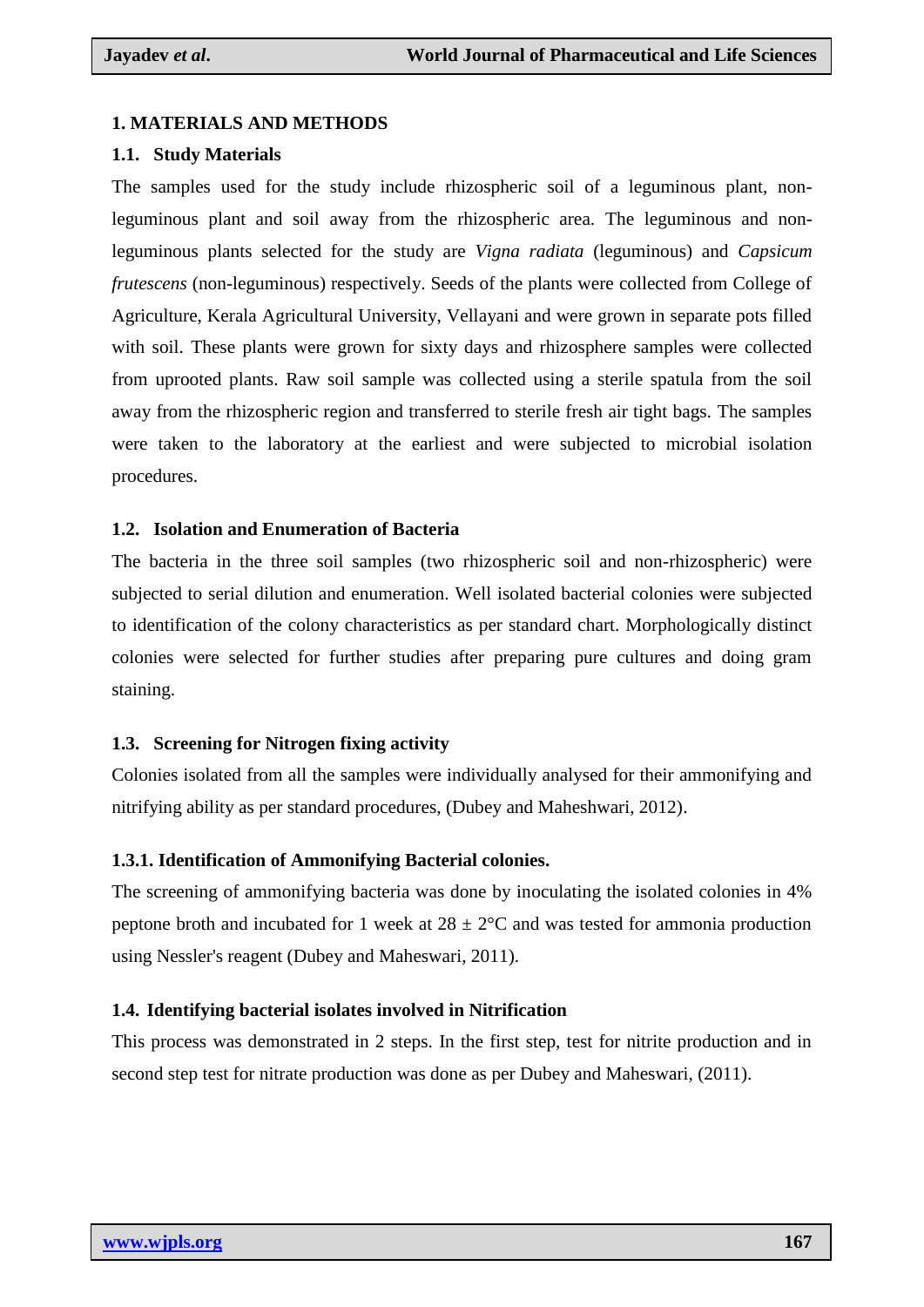## 1. MATERIALS AND METHODS

### 1.1. Study Materials

The samples used for the study include rhizospheric soil of a leguminous plant, non-leguminous plant and soil away from the rhizospheric area. The leguminous and non-leguminous plants selected for the study are *Vigna radiata* (leguminous) and *Capsicum frutescens* (non-leguminous) respectively. Seeds of the plants were collected from College of Agriculture, Kerala Agricultural University, Vellayani and were grown in separate pots filled with soil. These plants were grown for sixty days and rhizosphere samples were collected from uprooted plants. Raw soil sample was collected using a sterile spatula from the soil away from the rhizospheric region and transferred to sterile fresh air tight bags. The samples were taken to the laboratory at the earliest and were subjected to microbial isolation procedures.

### 1.2. Isolation and Enumeration of Bacteria

The bacteria in the three soil samples (two rhizospheric soil and non-rhizospheric) were subjected to serial dilution and enumeration. Well isolated bacterial colonies were subjected to identification of the colony characteristics as per standard chart. Morphologically distinct colonies were selected for further studies after preparing pure cultures and doing gram staining.

### 1.3. Screening for Nitrogen fixing activity

Colonies isolated from all the samples were individually analysed for their ammonifying and nitrifying ability as per standard procedures, (Dubey and Maheshwari, 2012).

#### 1.3.1. Identification of Ammonifying Bacterial colonies.

The screening of ammonifying bacteria was done by inoculating the isolated colonies in 4% peptone broth and incubated for 1 week at $28 \pm 2$°C and was tested for ammonia production using Nessler's reagent (Dubey and Maheswari, 2011).

### 1.4. Identifying bacterial isolates involved in Nitrification

This process was demonstrated in 2 steps. In the first step, test for nitrite production and in second step test for nitrate production was done as per Dubey and Maheswari, (2011).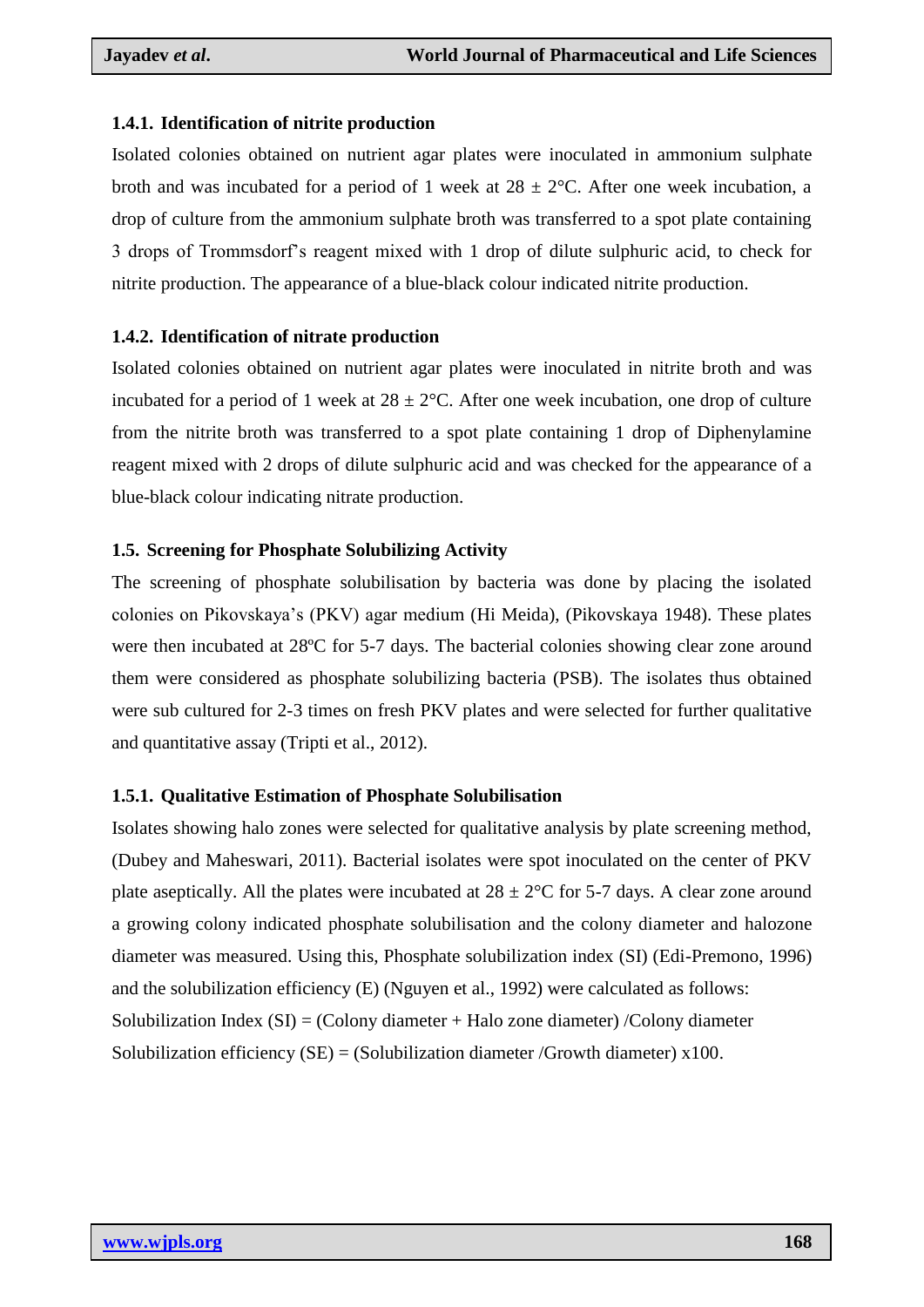#### 1.4.1. Identification of nitrite production

Isolated colonies obtained on nutrient agar plates were inoculated in ammonium sulphate broth and was incubated for a period of 1 week at 28 ± 2°C. After one week incubation, a drop of culture from the ammonium sulphate broth was transferred to a spot plate containing 3 drops of Trommsdorf's reagent mixed with 1 drop of dilute sulphuric acid, to check for nitrite production. The appearance of a blue-black colour indicated nitrite production.

#### 1.4.2. Identification of nitrate production

Isolated colonies obtained on nutrient agar plates were inoculated in nitrite broth and was incubated for a period of 1 week at 28 ± 2°C. After one week incubation, one drop of culture from the nitrite broth was transferred to a spot plate containing 1 drop of Diphenylamine reagent mixed with 2 drops of dilute sulphuric acid and was checked for the appearance of a blue-black colour indicating nitrate production.

### 1.5. Screening for Phosphate Solubilizing Activity

The screening of phosphate solubilisation by bacteria was done by placing the isolated colonies on Pikovskaya's (PKV) agar medium (Hi Meida), (Pikovskaya 1948). These plates were then incubated at 28ºC for 5-7 days. The bacterial colonies showing clear zone around them were considered as phosphate solubilizing bacteria (PSB). The isolates thus obtained were sub cultured for 2-3 times on fresh PKV plates and were selected for further qualitative and quantitative assay (Tripti et al., 2012).

#### 1.5.1. Qualitative Estimation of Phosphate Solubilisation

Isolates showing halo zones were selected for qualitative analysis by plate screening method, (Dubey and Maheswari, 2011). Bacterial isolates were spot inoculated on the center of PKV plate aseptically. All the plates were incubated at 28 ± 2°C for 5-7 days. A clear zone around a growing colony indicated phosphate solubilisation and the colony diameter and halozone diameter was measured. Using this, Phosphate solubilization index (SI) (Edi-Premono, 1996) and the solubilization efficiency (E) (Nguyen et al., 1992) were calculated as follows:

Solubilization Index (SI) = (Colony diameter + Halo zone diameter) /Colony diameter

Solubilization efficiency (SE) = (Solubilization diameter /Growth diameter) x100.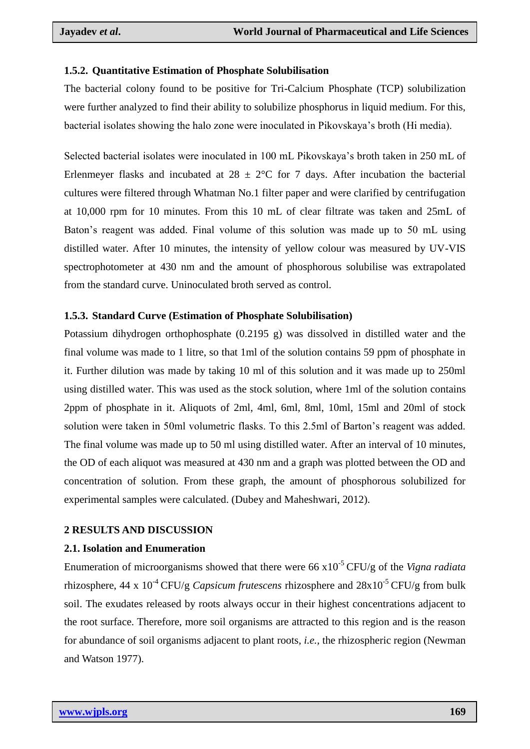### 1.5.2. Quantitative Estimation of Phosphate Solubilisation

The bacterial colony found to be positive for Tri-Calcium Phosphate (TCP) solubilization were further analyzed to find their ability to solubilize phosphorus in liquid medium. For this, bacterial isolates showing the halo zone were inoculated in Pikovskaya's broth (Hi media).

Selected bacterial isolates were inoculated in 100 mL Pikovskaya's broth taken in 250 mL of Erlenmeyer flasks and incubated at 28 ± 2°C for 7 days. After incubation the bacterial cultures were filtered through Whatman No.1 filter paper and were clarified by centrifugation at 10,000 rpm for 10 minutes. From this 10 mL of clear filtrate was taken and 25mL of Baton's reagent was added. Final volume of this solution was made up to 50 mL using distilled water. After 10 minutes, the intensity of yellow colour was measured by UV-VIS spectrophotometer at 430 nm and the amount of phosphorous solubilise was extrapolated from the standard curve. Uninoculated broth served as control.

### 1.5.3. Standard Curve (Estimation of Phosphate Solubilisation)

Potassium dihydrogen orthophosphate (0.2195 g) was dissolved in distilled water and the final volume was made to 1 litre, so that 1ml of the solution contains 59 ppm of phosphate in it. Further dilution was made by taking 10 ml of this solution and it was made up to 250ml using distilled water. This was used as the stock solution, where 1ml of the solution contains 2ppm of phosphate in it. Aliquots of 2ml, 4ml, 6ml, 8ml, 10ml, 15ml and 20ml of stock solution were taken in 50ml volumetric flasks. To this 2.5ml of Barton's reagent was added. The final volume was made up to 50 ml using distilled water. After an interval of 10 minutes, the OD of each aliquot was measured at 430 nm and a graph was plotted between the OD and concentration of solution. From these graph, the amount of phosphorous solubilized for experimental samples were calculated. (Dubey and Maheshwari, 2012).

## 2 RESULTS AND DISCUSSION

### 2.1. Isolation and Enumeration

Enumeration of microorganisms showed that there were 66 $x10^{-5}$ CFU/g of the *Vigna radiata* rhizosphere, 44 x $10^{-4}$ CFU/g *Capsicum frutescens* rhizosphere and $28x10^{-5}$ CFU/g from bulk soil. The exudates released by roots always occur in their highest concentrations adjacent to the root surface. Therefore, more soil organisms are attracted to this region and is the reason for abundance of soil organisms adjacent to plant roots, *i.e.,* the rhizospheric region (Newman and Watson 1977).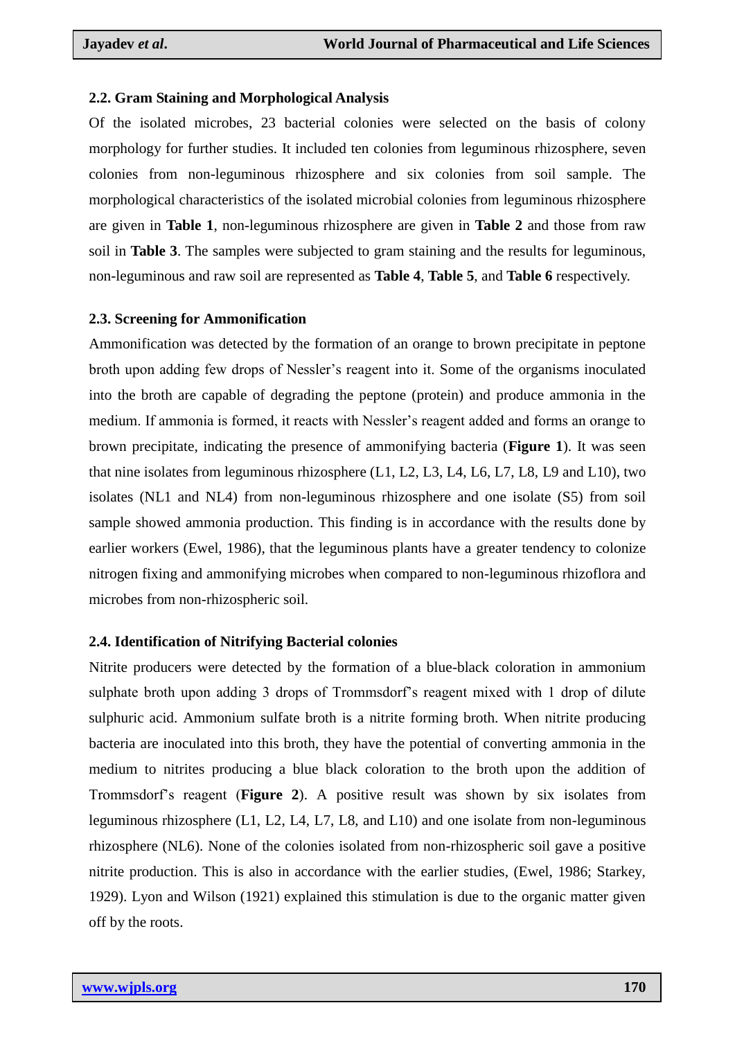### 2.2. Gram Staining and Morphological Analysis

Of the isolated microbes, 23 bacterial colonies were selected on the basis of colony morphology for further studies. It included ten colonies from leguminous rhizosphere, seven colonies from non-leguminous rhizosphere and six colonies from soil sample. The morphological characteristics of the isolated microbial colonies from leguminous rhizosphere are given in **Table 1**, non-leguminous rhizosphere are given in **Table 2** and those from raw soil in **Table 3**. The samples were subjected to gram staining and the results for leguminous, non-leguminous and raw soil are represented as **Table 4**, **Table 5**, and **Table 6** respectively.

### 2.3. Screening for Ammonification

Ammonification was detected by the formation of an orange to brown precipitate in peptone broth upon adding few drops of Nessler's reagent into it. Some of the organisms inoculated into the broth are capable of degrading the peptone (protein) and produce ammonia in the medium. If ammonia is formed, it reacts with Nessler's reagent added and forms an orange to brown precipitate, indicating the presence of ammonifying bacteria (**Figure 1**). It was seen that nine isolates from leguminous rhizosphere (L1, L2, L3, L4, L6, L7, L8, L9 and L10), two isolates (NL1 and NL4) from non-leguminous rhizosphere and one isolate (S5) from soil sample showed ammonia production. This finding is in accordance with the results done by earlier workers (Ewel, 1986), that the leguminous plants have a greater tendency to colonize nitrogen fixing and ammonifying microbes when compared to non-leguminous rhizoflora and microbes from non-rhizospheric soil.

### 2.4. Identification of Nitrifying Bacterial colonies

Nitrite producers were detected by the formation of a blue-black coloration in ammonium sulphate broth upon adding 3 drops of Trommsdorf's reagent mixed with 1 drop of dilute sulphuric acid. Ammonium sulfate broth is a nitrite forming broth. When nitrite producing bacteria are inoculated into this broth, they have the potential of converting ammonia in the medium to nitrites producing a blue black coloration to the broth upon the addition of Trommsdorf's reagent (**Figure 2**). A positive result was shown by six isolates from leguminous rhizosphere (L1, L2, L4, L7, L8, and L10) and one isolate from non-leguminous rhizosphere (NL6). None of the colonies isolated from non-rhizospheric soil gave a positive nitrite production. This is also in accordance with the earlier studies, (Ewel, 1986; Starkey, 1929). Lyon and Wilson (1921) explained this stimulation is due to the organic matter given off by the roots.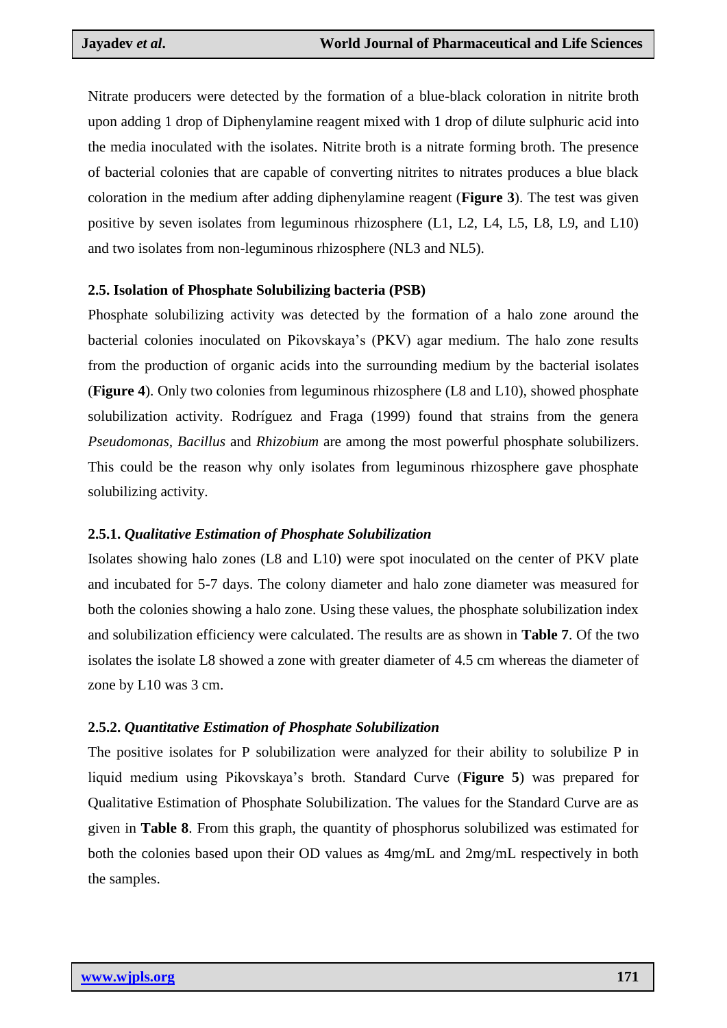Nitrate producers were detected by the formation of a blue-black coloration in nitrite broth upon adding 1 drop of Diphenylamine reagent mixed with 1 drop of dilute sulphuric acid into the media inoculated with the isolates. Nitrite broth is a nitrate forming broth. The presence of bacterial colonies that are capable of converting nitrites to nitrates produces a blue black coloration in the medium after adding diphenylamine reagent (**Figure 3**). The test was given positive by seven isolates from leguminous rhizosphere (L1, L2, L4, L5, L8, L9, and L10) and two isolates from non-leguminous rhizosphere (NL3 and NL5).

### 2.5. Isolation of Phosphate Solubilizing bacteria (PSB)

Phosphate solubilizing activity was detected by the formation of a halo zone around the bacterial colonies inoculated on Pikovskaya's (PKV) agar medium. The halo zone results from the production of organic acids into the surrounding medium by the bacterial isolates (**Figure 4**). Only two colonies from leguminous rhizosphere (L8 and L10), showed phosphate solubilization activity. Rodríguez and Fraga (1999) found that strains from the genera *Pseudomonas, Bacillus* and *Rhizobium* are among the most powerful phosphate solubilizers. This could be the reason why only isolates from leguminous rhizosphere gave phosphate solubilizing activity.

#### 2.5.1. *Qualitative Estimation of Phosphate Solubilization*

Isolates showing halo zones (L8 and L10) were spot inoculated on the center of PKV plate and incubated for 5-7 days. The colony diameter and halo zone diameter was measured for both the colonies showing a halo zone. Using these values, the phosphate solubilization index and solubilization efficiency were calculated. The results are as shown in **Table 7**. Of the two isolates the isolate L8 showed a zone with greater diameter of 4.5 cm whereas the diameter of zone by L10 was 3 cm.

#### 2.5.2. *Quantitative Estimation of Phosphate Solubilization*

The positive isolates for P solubilization were analyzed for their ability to solubilize P in liquid medium using Pikovskaya's broth. Standard Curve (**Figure 5**) was prepared for Qualitative Estimation of Phosphate Solubilization. The values for the Standard Curve are as given in **Table 8**. From this graph, the quantity of phosphorus solubilized was estimated for both the colonies based upon their OD values as 4mg/mL and 2mg/mL respectively in both the samples.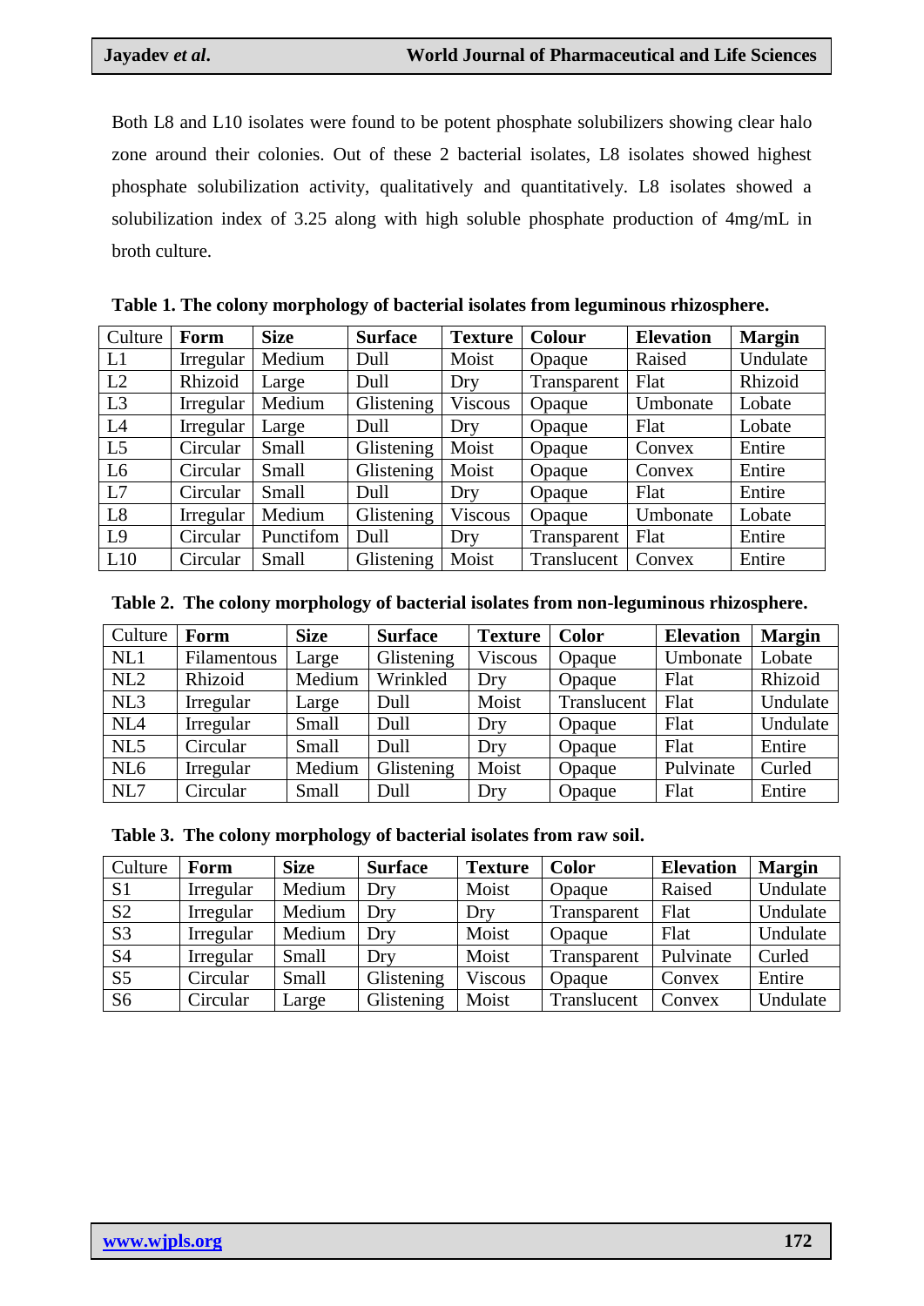Both L8 and L10 isolates were found to be potent phosphate solubilizers showing clear halo zone around their colonies. Out of these 2 bacterial isolates, L8 isolates showed highest phosphate solubilization activity, qualitatively and quantitatively. L8 isolates showed a solubilization index of 3.25 along with high soluble phosphate production of 4mg/mL in broth culture.

**Table 1. The colony morphology of bacterial isolates from leguminous rhizosphere.**

| Culture | **Form** | **Size** | **Surface** | **Texture** | **Colour** | **Elevation** | **Margin** |
|---|---|---|---|---|---|---|---|
| L1 | Irregular | Medium | Dull | Moist | Opaque | Raised | Undulate |
| L2 | Rhizoid | Large | Dull | Dry | Transparent | Flat | Rhizoid |
| L3 | Irregular | Medium | Glistening | Viscous | Opaque | Umbonate | Lobate |
| L4 | Irregular | Large | Dull | Dry | Opaque | Flat | Lobate |
| L5 | Circular | Small | Glistening | Moist | Opaque | Convex | Entire |
| L6 | Circular | Small | Glistening | Moist | Opaque | Convex | Entire |
| L7 | Circular | Small | Dull | Dry | Opaque | Flat | Entire |
| L8 | Irregular | Medium | Glistening | Viscous | Opaque | Umbonate | Lobate |
| L9 | Circular | Punctifom | Dull | Dry | Transparent | Flat | Entire |
| L10 | Circular | Small | Glistening | Moist | Translucent | Convex | Entire |

**Table 2. The colony morphology of bacterial isolates from non-leguminous rhizosphere.**

| Culture | **Form** | **Size** | **Surface** | **Texture** | **Color** | **Elevation** | **Margin** |
|---|---|---|---|---|---|---|---|
| NL1 | Filamentous | Large | Glistening | Viscous | Opaque | Umbonate | Lobate |
| NL2 | Rhizoid | Medium | Wrinkled | Dry | Opaque | Flat | Rhizoid |
| NL3 | Irregular | Large | Dull | Moist | Translucent | Flat | Undulate |
| NL4 | Irregular | Small | Dull | Dry | Opaque | Flat | Undulate |
| NL5 | Circular | Small | Dull | Dry | Opaque | Flat | Entire |
| NL6 | Irregular | Medium | Glistening | Moist | Opaque | Pulvinate | Curled |
| NL7 | Circular | Small | Dull | Dry | Opaque | Flat | Entire |

**Table 3. The colony morphology of bacterial isolates from raw soil.**

| Culture | **Form** | **Size** | **Surface** | **Texture** | **Color** | **Elevation** | **Margin** |
|---|---|---|---|---|---|---|---|
| S1 | Irregular | Medium | Dry | Moist | Opaque | Raised | Undulate |
| S2 | Irregular | Medium | Dry | Dry | Transparent | Flat | Undulate |
| S3 | Irregular | Medium | Dry | Moist | Opaque | Flat | Undulate |
| S4 | Irregular | Small | Dry | Moist | Transparent | Pulvinate | Curled |
| S5 | Circular | Small | Glistening | Viscous | Opaque | Convex | Entire |
| S6 | Circular | Large | Glistening | Moist | Translucent | Convex | Undulate |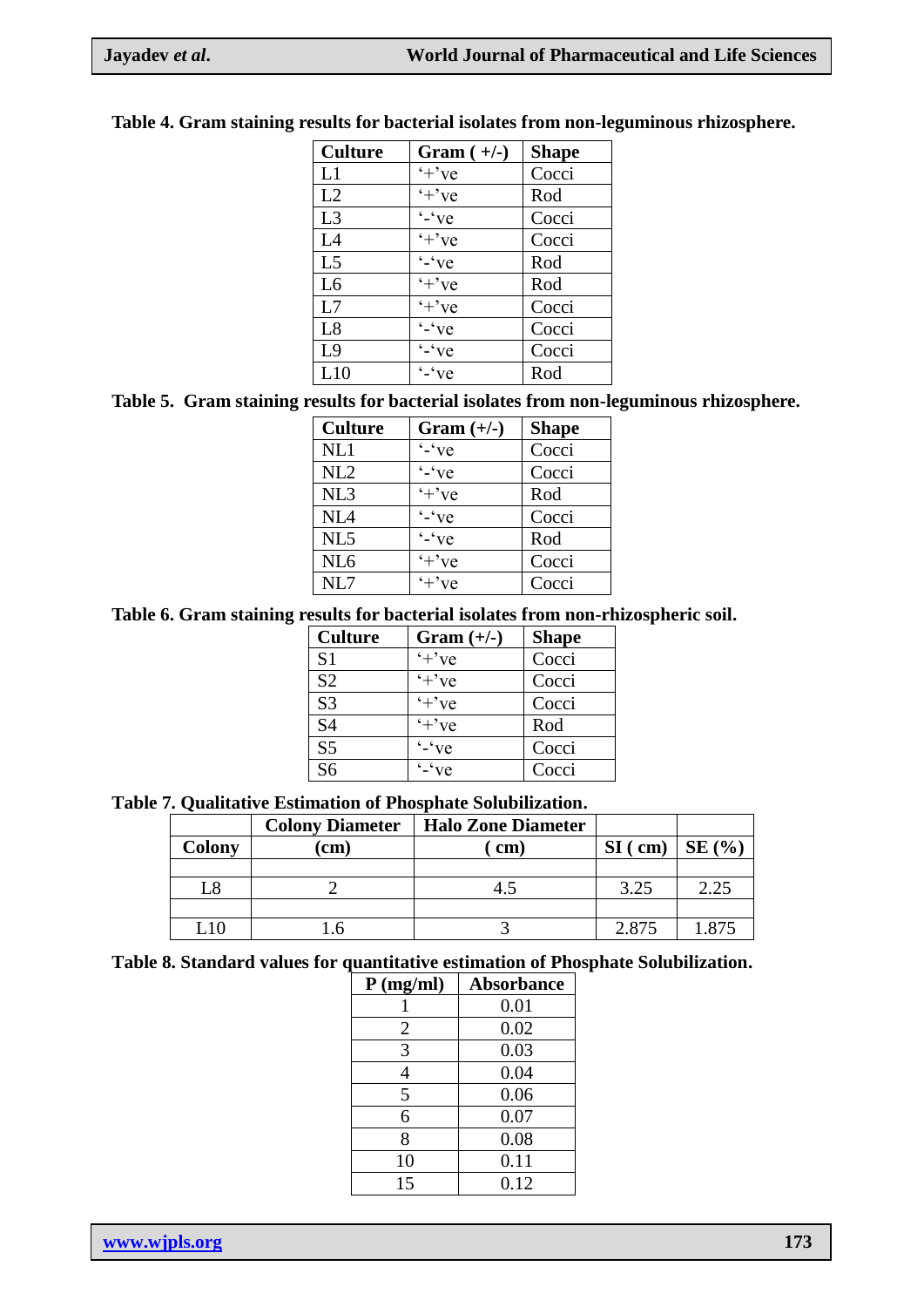**Table 4. Gram staining results for bacterial isolates from non-leguminous rhizosphere.**

| Culture | Gram ( +/-) | Shape |
|---|---|---|
| L1 | '+'ve | Cocci |
| L2 | '+'ve | Rod |
| L3 | '-'ve | Cocci |
| L4 | '+'ve | Cocci |
| L5 | '-'ve | Rod |
| L6 | '+'ve | Rod |
| L7 | '+'ve | Cocci |
| L8 | '-'ve | Cocci |
| L9 | '-'ve | Cocci |
| L10 | '-'ve | Rod |

**Table 5. Gram staining results for bacterial isolates from non-leguminous rhizosphere.**

| Culture | Gram (+/-) | Shape |
|---|---|---|
| NL1 | '-'ve | Cocci |
| NL2 | '-'ve | Cocci |
| NL3 | '+'ve | Rod |
| NL4 | '-'ve | Cocci |
| NL5 | '-'ve | Rod |
| NL6 | '+'ve | Cocci |
| NL7 | '+'ve | Cocci |

**Table 6. Gram staining results for bacterial isolates from non-rhizospheric soil.**

| Culture | Gram (+/-) | Shape |
|---|---|---|
| S1 | '+'ve | Cocci |
| S2 | '+'ve | Cocci |
| S3 | '+'ve | Cocci |
| S4 | '+'ve | Rod |
| S5 | '-'ve | Cocci |
| S6 | '-'ve | Cocci |

**Table 7. Qualitative Estimation of Phosphate Solubilization.**

| Colony | Colony Diameter (cm) | Halo Zone Diameter ( cm) | SI ( cm) | SE (%) |
|---|---|---|---|---|
| | | | | |
| L8 | 2 | 4.5 | 3.25 | 2.25 |
| | | | | |
| L10 | 1.6 | 3 | 2.875 | 1.875 |

**Table 8. Standard values for quantitative estimation of Phosphate Solubilization.**

| P (mg/ml) | Absorbance |
|---|---|
| 1 | 0.01 |
| 2 | 0.02 |
| 3 | 0.03 |
| 4 | 0.04 |
| 5 | 0.06 |
| 6 | 0.07 |
| 8 | 0.08 |
| 10 | 0.11 |
| 15 | 0.12 |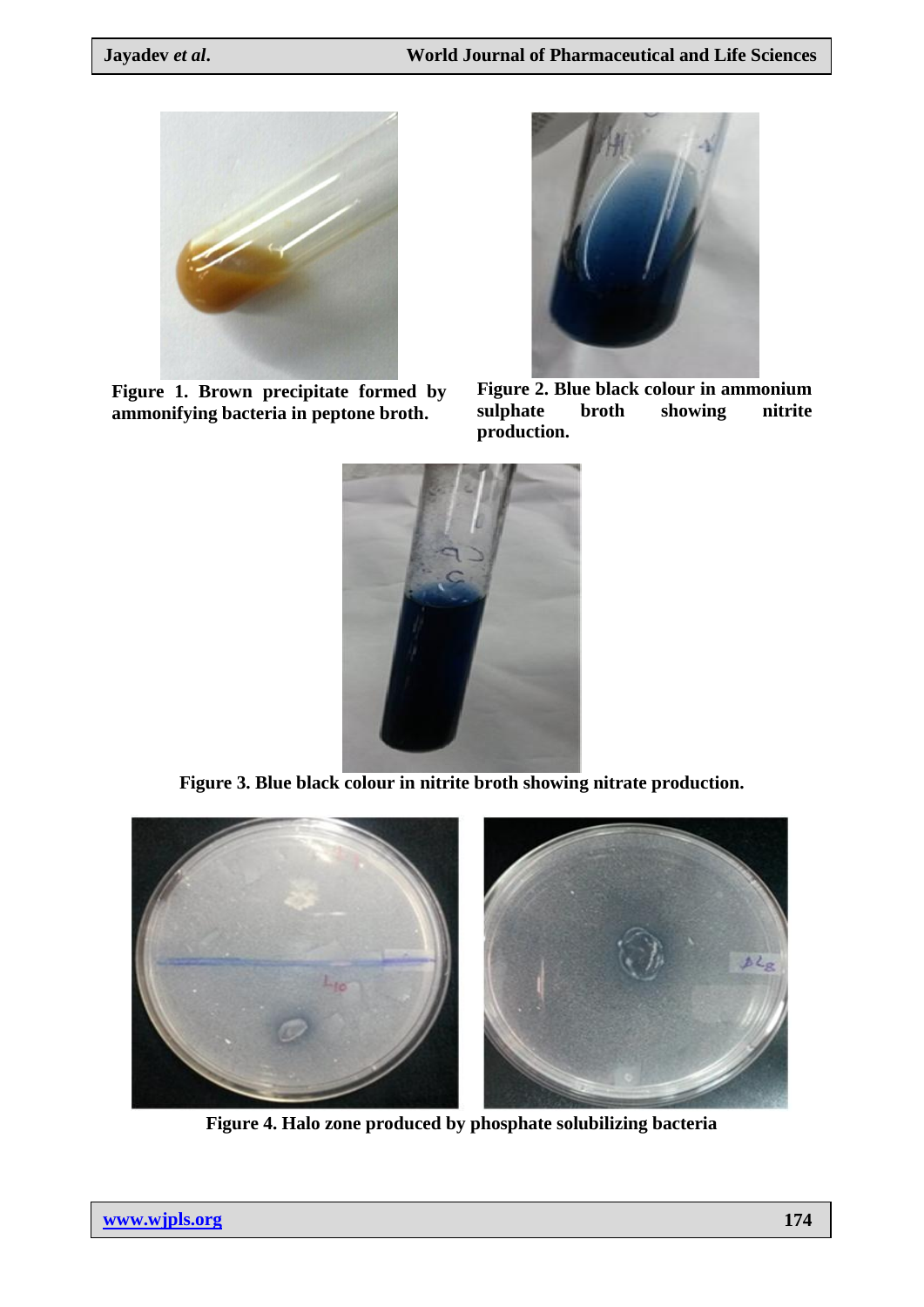**Figure 1. Brown precipitate formed by ammonifying bacteria in peptone broth.**

**Figure 2. Blue black colour in ammonium sulphate broth showing nitrite production.**

**Figure 3. Blue black colour in nitrite broth showing nitrate production.**

**Figure 4. Halo zone produced by phosphate solubilizing bacteria**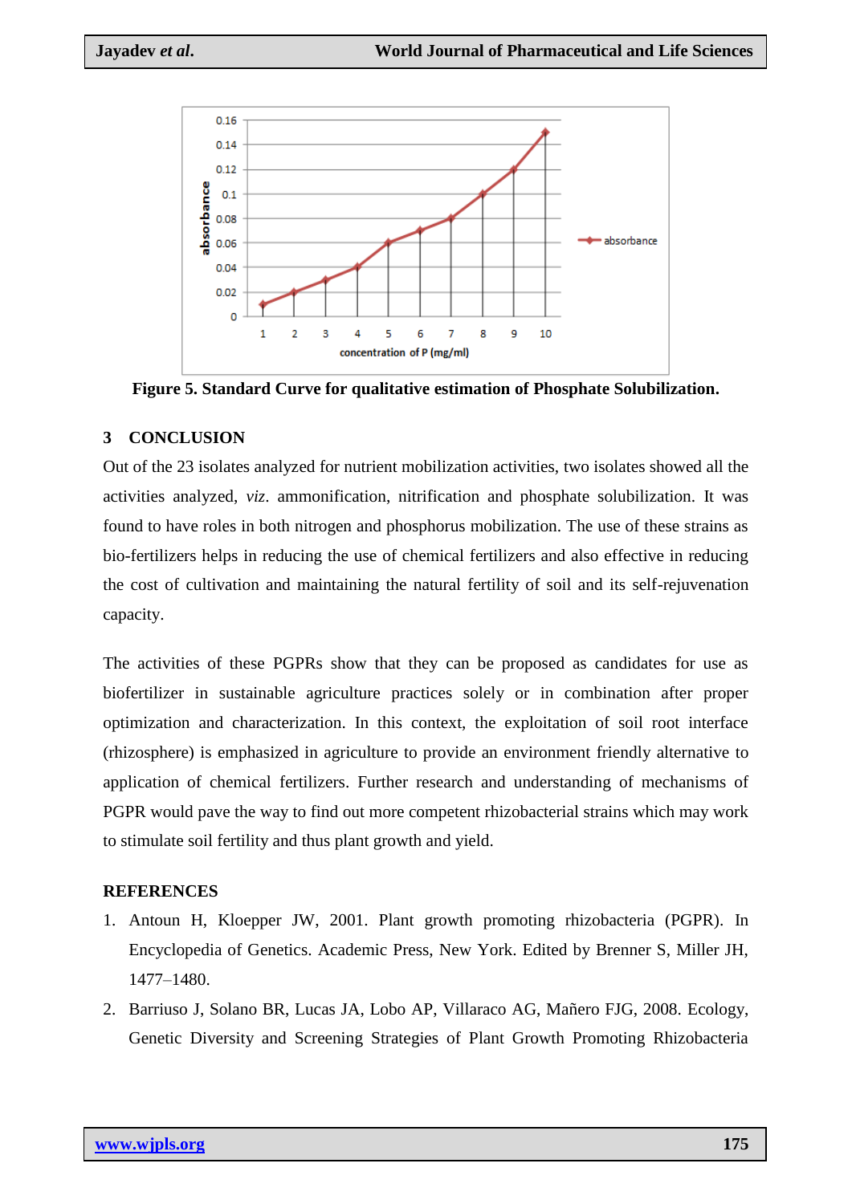Figure 5. Standard Curve for qualitative estimation of Phosphate Solubilization.

## 3 CONCLUSION

Out of the 23 isolates analyzed for nutrient mobilization activities, two isolates showed all the activities analyzed, *viz*. ammonification, nitrification and phosphate solubilization. It was found to have roles in both nitrogen and phosphorus mobilization. The use of these strains as bio-fertilizers helps in reducing the use of chemical fertilizers and also effective in reducing the cost of cultivation and maintaining the natural fertility of soil and its self-rejuvenation capacity.

The activities of these PGPRs show that they can be proposed as candidates for use as biofertilizer in sustainable agriculture practices solely or in combination after proper optimization and characterization. In this context, the exploitation of soil root interface (rhizosphere) is emphasized in agriculture to provide an environment friendly alternative to application of chemical fertilizers. Further research and understanding of mechanisms of PGPR would pave the way to find out more competent rhizobacterial strains which may work to stimulate soil fertility and thus plant growth and yield.

## REFERENCES

1. Antoun H, Kloepper JW, 2001. Plant growth promoting rhizobacteria (PGPR). In Encyclopedia of Genetics. Academic Press, New York. Edited by Brenner S, Miller JH, 1477–1480.
2. Barriuso J, Solano BR, Lucas JA, Lobo AP, Villaraco AG, Mañero FJG, 2008. Ecology, Genetic Diversity and Screening Strategies of Plant Growth Promoting Rhizobacteria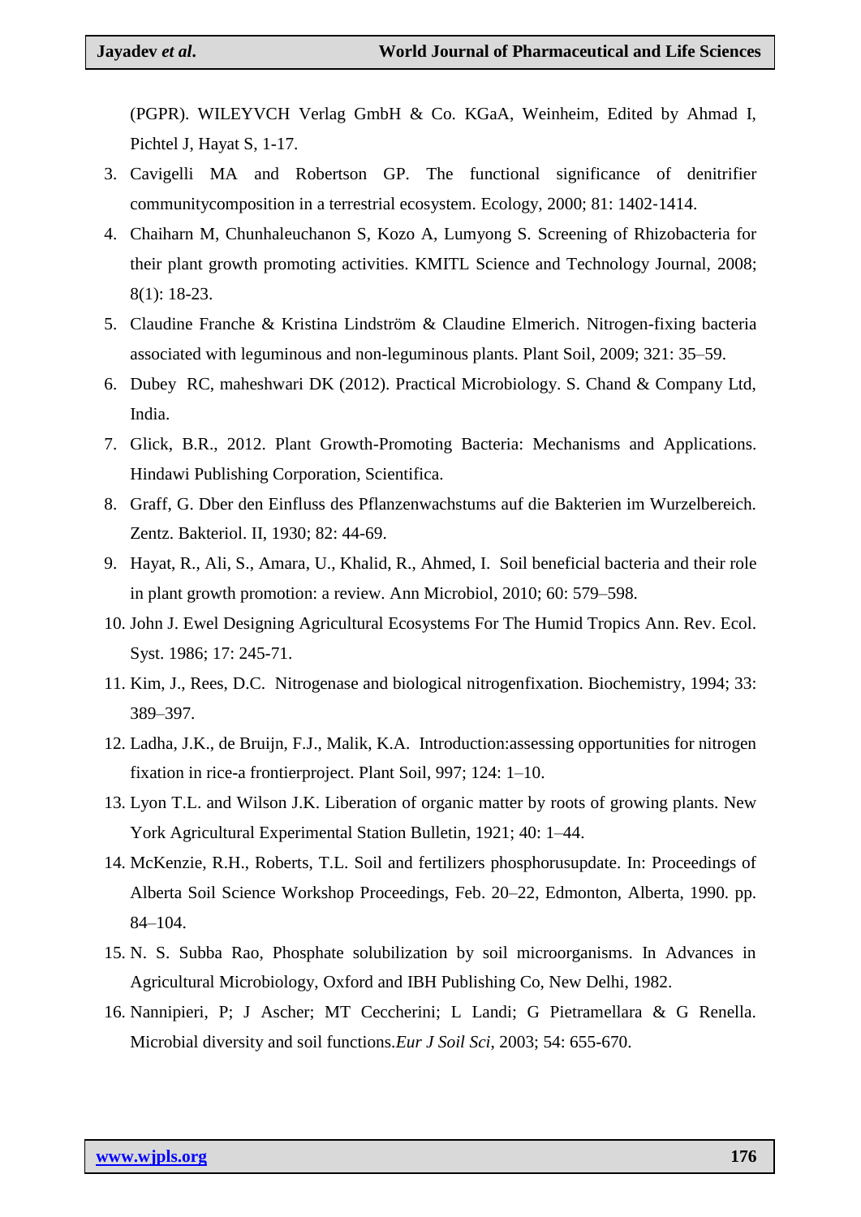(PGPR). WILEYVCH Verlag GmbH & Co. KGaA, Weinheim, Edited by Ahmad I, Pichtel J, Hayat S, 1-17.

3. Cavigelli MA and Robertson GP. The functional significance of denitrifier communitycomposition in a terrestrial ecosystem. Ecology, 2000; 81: 1402-1414.
4. Chaiharn M, Chunhaleuchanon S, Kozo A, Lumyong S. Screening of Rhizobacteria for their plant growth promoting activities. KMITL Science and Technology Journal, 2008; 8(1): 18-23.
5. Claudine Franche & Kristina Lindström & Claudine Elmerich. Nitrogen-fixing bacteria associated with leguminous and non-leguminous plants. Plant Soil, 2009; 321: 35–59.
6. Dubey RC, maheshwari DK (2012). Practical Microbiology. S. Chand & Company Ltd, India.
7. Glick, B.R., 2012. Plant Growth-Promoting Bacteria: Mechanisms and Applications. Hindawi Publishing Corporation, Scientifica.
8. Graff, G. Dber den Einfluss des Pflanzenwachstums auf die Bakterien im Wurzelbereich. Zentz. Bakteriol. II, 1930; 82: 44-69.
9. Hayat, R., Ali, S., Amara, U., Khalid, R., Ahmed, I. Soil beneficial bacteria and their role in plant growth promotion: a review. Ann Microbiol, 2010; 60: 579–598.
10. John J. Ewel Designing Agricultural Ecosystems For The Humid Tropics Ann. Rev. Ecol. Syst. 1986; 17: 245-71.
11. Kim, J., Rees, D.C. Nitrogenase and biological nitrogenfixation. Biochemistry, 1994; 33: 389–397.
12. Ladha, J.K., de Bruijn, F.J., Malik, K.A. Introduction:assessing opportunities for nitrogen fixation in rice-a frontierproject. Plant Soil, 997; 124: 1–10.
13. Lyon T.L. and Wilson J.K. Liberation of organic matter by roots of growing plants. New York Agricultural Experimental Station Bulletin, 1921; 40: 1–44.
14. McKenzie, R.H., Roberts, T.L. Soil and fertilizers phosphorusupdate. In: Proceedings of Alberta Soil Science Workshop Proceedings, Feb. 20–22, Edmonton, Alberta, 1990. pp. 84–104.
15. N. S. Subba Rao, Phosphate solubilization by soil microorganisms. In Advances in Agricultural Microbiology, Oxford and IBH Publishing Co, New Delhi, 1982.
16. Nannipieri, P; J Ascher; MT Ceccherini; L Landi; G Pietramellara & G Renella. Microbial diversity and soil functions.*Eur J Soil Sci*, 2003; 54: 655-670.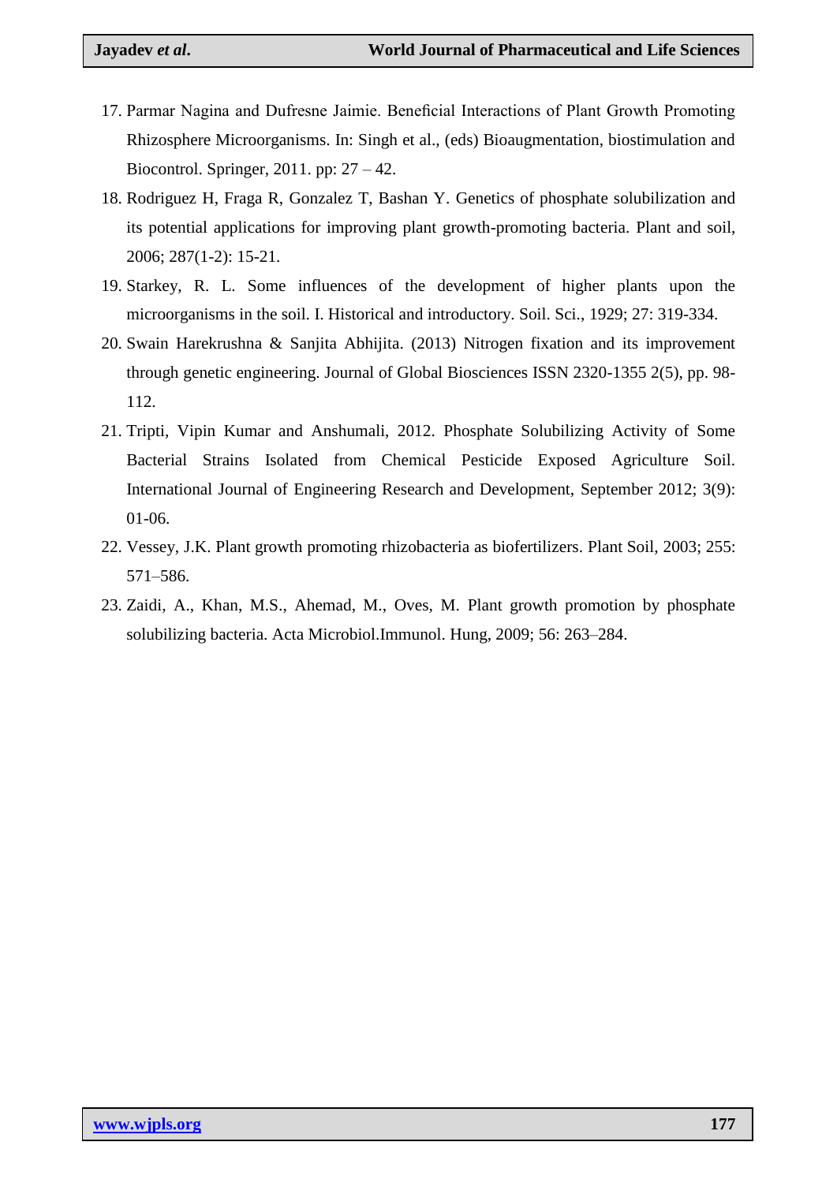17. Parmar Nagina and Dufresne Jaimie. Beneficial Interactions of Plant Growth Promoting Rhizosphere Microorganisms. In: Singh et al., (eds) Bioaugmentation, biostimulation and Biocontrol. Springer, 2011. pp: 27 – 42.
18. Rodriguez H, Fraga R, Gonzalez T, Bashan Y. Genetics of phosphate solubilization and its potential applications for improving plant growth-promoting bacteria. Plant and soil, 2006; 287(1-2): 15-21.
19. Starkey, R. L. Some influences of the development of higher plants upon the microorganisms in the soil. I. Historical and introductory. Soil. Sci., 1929; 27: 319-334.
20. Swain Harekrushna & Sanjita Abhijita. (2013) Nitrogen fixation and its improvement through genetic engineering. Journal of Global Biosciences ISSN 2320-1355 2(5), pp. 98-112.
21. Tripti, Vipin Kumar and Anshumali, 2012. Phosphate Solubilizing Activity of Some Bacterial Strains Isolated from Chemical Pesticide Exposed Agriculture Soil. International Journal of Engineering Research and Development, September 2012; 3(9): 01-06.
22. Vessey, J.K. Plant growth promoting rhizobacteria as biofertilizers. Plant Soil, 2003; 255: 571–586.
23. Zaidi, A., Khan, M.S., Ahemad, M., Oves, M. Plant growth promotion by phosphate solubilizing bacteria. Acta Microbiol.Immunol. Hung, 2009; 56: 263–284.